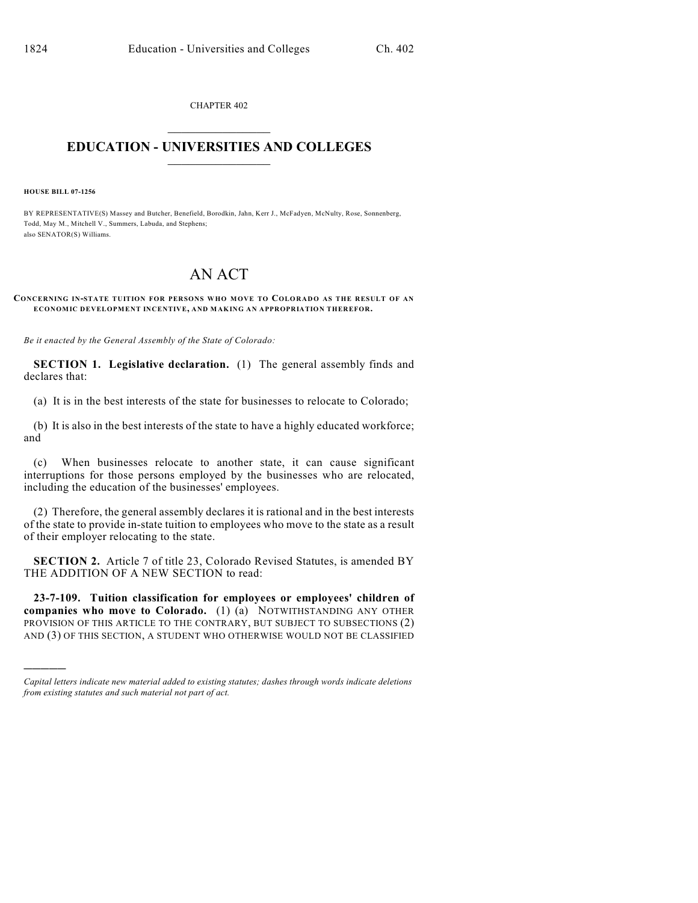CHAPTER 402

# EDUCATION - UNIVERSITIES AND COLLEGES

**HOUSE BILL 07-1256**

BY REPRESENTATIVE(S) Massey and Butcher, Benefield, Borodkin, Jahn, Kerr J., McFadyen, McNulty, Rose, Sonnenberg, Todd, May M., Mitchell V., Summers, Labuda, and Stephens;
also SENATOR(S) Williams.

# AN ACT

**CONCERNING IN-STATE TUITION FOR PERSONS WHO MOVE TO COLORADO AS THE RESULT OF AN ECONOMIC DEVELOPMENT INCENTIVE, AND MAKING AN APPROPRIATION THEREFOR.**

*Be it enacted by the General Assembly of the State of Colorado:*

**SECTION 1. Legislative declaration.** (1) The general assembly finds and declares that:

(a) It is in the best interests of the state for businesses to relocate to Colorado;

(b) It is also in the best interests of the state to have a highly educated workforce; and

(c) When businesses relocate to another state, it can cause significant interruptions for those persons employed by the businesses who are relocated, including the education of the businesses' employees.

(2) Therefore, the general assembly declares it is rational and in the best interests of the state to provide in-state tuition to employees who move to the state as a result of their employer relocating to the state.

**SECTION 2.** Article 7 of title 23, Colorado Revised Statutes, is amended BY THE ADDITION OF A NEW SECTION to read:

**23-7-109. Tuition classification for employees or employees' children of companies who move to Colorado.** (1) (a) NOTWITHSTANDING ANY OTHER PROVISION OF THIS ARTICLE TO THE CONTRARY, BUT SUBJECT TO SUBSECTIONS (2) AND (3) OF THIS SECTION, A STUDENT WHO OTHERWISE WOULD NOT BE CLASSIFIED

---

*Capital letters indicate new material added to existing statutes; dashes through words indicate deletions from existing statutes and such material not part of act.*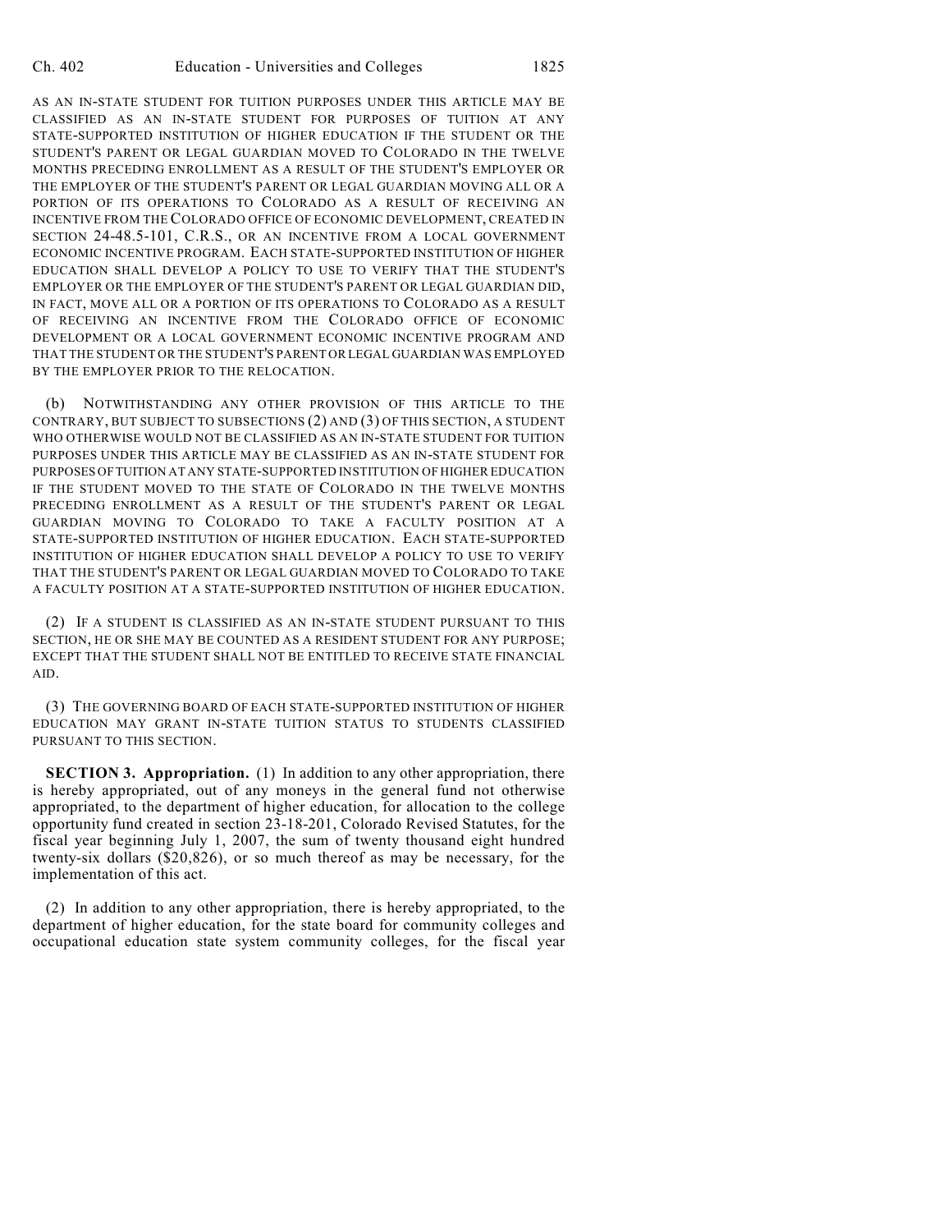AS AN IN-STATE STUDENT FOR TUITION PURPOSES UNDER THIS ARTICLE MAY BE CLASSIFIED AS AN IN-STATE STUDENT FOR PURPOSES OF TUITION AT ANY STATE-SUPPORTED INSTITUTION OF HIGHER EDUCATION IF THE STUDENT OR THE STUDENT'S PARENT OR LEGAL GUARDIAN MOVED TO COLORADO IN THE TWELVE MONTHS PRECEDING ENROLLMENT AS A RESULT OF THE STUDENT'S EMPLOYER OR THE EMPLOYER OF THE STUDENT'S PARENT OR LEGAL GUARDIAN MOVING ALL OR A PORTION OF ITS OPERATIONS TO COLORADO AS A RESULT OF RECEIVING AN INCENTIVE FROM THE COLORADO OFFICE OF ECONOMIC DEVELOPMENT, CREATED IN SECTION 24-48.5-101, C.R.S., OR AN INCENTIVE FROM A LOCAL GOVERNMENT ECONOMIC INCENTIVE PROGRAM. EACH STATE-SUPPORTED INSTITUTION OF HIGHER EDUCATION SHALL DEVELOP A POLICY TO USE TO VERIFY THAT THE STUDENT'S EMPLOYER OR THE EMPLOYER OF THE STUDENT'S PARENT OR LEGAL GUARDIAN DID, IN FACT, MOVE ALL OR A PORTION OF ITS OPERATIONS TO COLORADO AS A RESULT OF RECEIVING AN INCENTIVE FROM THE COLORADO OFFICE OF ECONOMIC DEVELOPMENT OR A LOCAL GOVERNMENT ECONOMIC INCENTIVE PROGRAM AND THAT THE STUDENT OR THE STUDENT'S PARENT OR LEGAL GUARDIAN WAS EMPLOYED BY THE EMPLOYER PRIOR TO THE RELOCATION.

(b) NOTWITHSTANDING ANY OTHER PROVISION OF THIS ARTICLE TO THE CONTRARY, BUT SUBJECT TO SUBSECTIONS (2) AND (3) OF THIS SECTION, A STUDENT WHO OTHERWISE WOULD NOT BE CLASSIFIED AS AN IN-STATE STUDENT FOR TUITION PURPOSES UNDER THIS ARTICLE MAY BE CLASSIFIED AS AN IN-STATE STUDENT FOR PURPOSES OF TUITION AT ANY STATE-SUPPORTED INSTITUTION OF HIGHER EDUCATION IF THE STUDENT MOVED TO THE STATE OF COLORADO IN THE TWELVE MONTHS PRECEDING ENROLLMENT AS A RESULT OF THE STUDENT'S PARENT OR LEGAL GUARDIAN MOVING TO COLORADO TO TAKE A FACULTY POSITION AT A STATE-SUPPORTED INSTITUTION OF HIGHER EDUCATION. EACH STATE-SUPPORTED INSTITUTION OF HIGHER EDUCATION SHALL DEVELOP A POLICY TO USE TO VERIFY THAT THE STUDENT'S PARENT OR LEGAL GUARDIAN MOVED TO COLORADO TO TAKE A FACULTY POSITION AT A STATE-SUPPORTED INSTITUTION OF HIGHER EDUCATION.

(2) IF A STUDENT IS CLASSIFIED AS AN IN-STATE STUDENT PURSUANT TO THIS SECTION, HE OR SHE MAY BE COUNTED AS A RESIDENT STUDENT FOR ANY PURPOSE; EXCEPT THAT THE STUDENT SHALL NOT BE ENTITLED TO RECEIVE STATE FINANCIAL AID.

(3) THE GOVERNING BOARD OF EACH STATE-SUPPORTED INSTITUTION OF HIGHER EDUCATION MAY GRANT IN-STATE TUITION STATUS TO STUDENTS CLASSIFIED PURSUANT TO THIS SECTION.

**SECTION 3. Appropriation.** (1) In addition to any other appropriation, there is hereby appropriated, out of any moneys in the general fund not otherwise appropriated, to the department of higher education, for allocation to the college opportunity fund created in section 23-18-201, Colorado Revised Statutes, for the fiscal year beginning July 1, 2007, the sum of twenty thousand eight hundred twenty-six dollars ($20,826), or so much thereof as may be necessary, for the implementation of this act.

(2) In addition to any other appropriation, there is hereby appropriated, to the department of higher education, for the state board for community colleges and occupational education state system community colleges, for the fiscal year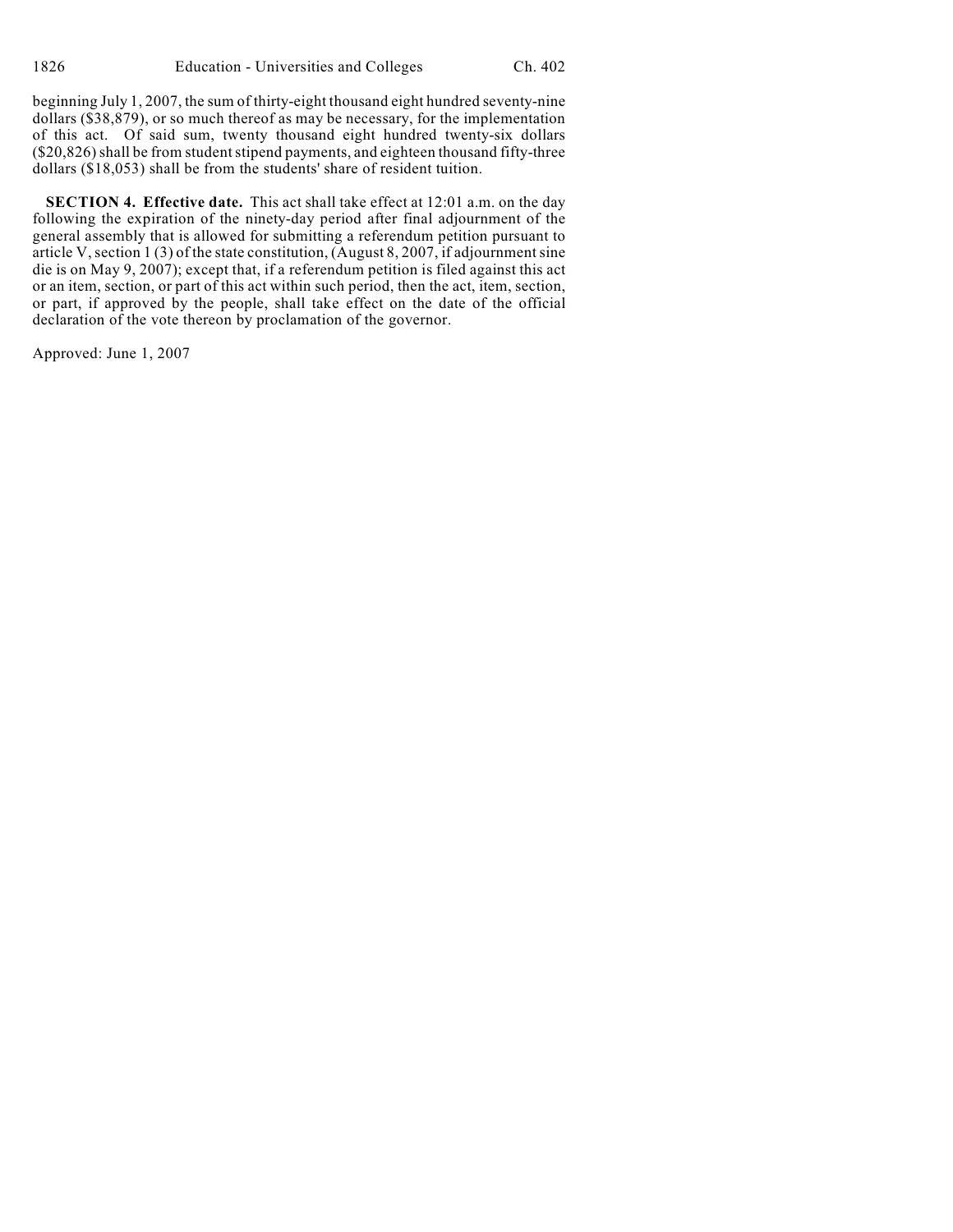beginning July 1, 2007, the sum of thirty-eight thousand eight hundred seventy-nine dollars ($38,879), or so much thereof as may be necessary, for the implementation of this act. Of said sum, twenty thousand eight hundred twenty-six dollars ($20,826) shall be from student stipend payments, and eighteen thousand fifty-three dollars ($18,053) shall be from the students' share of resident tuition.

**SECTION 4. Effective date.** This act shall take effect at 12:01 a.m. on the day following the expiration of the ninety-day period after final adjournment of the general assembly that is allowed for submitting a referendum petition pursuant to article V, section 1 (3) of the state constitution, (August 8, 2007, if adjournment sine die is on May 9, 2007); except that, if a referendum petition is filed against this act or an item, section, or part of this act within such period, then the act, item, section, or part, if approved by the people, shall take effect on the date of the official declaration of the vote thereon by proclamation of the governor.

Approved: June 1, 2007